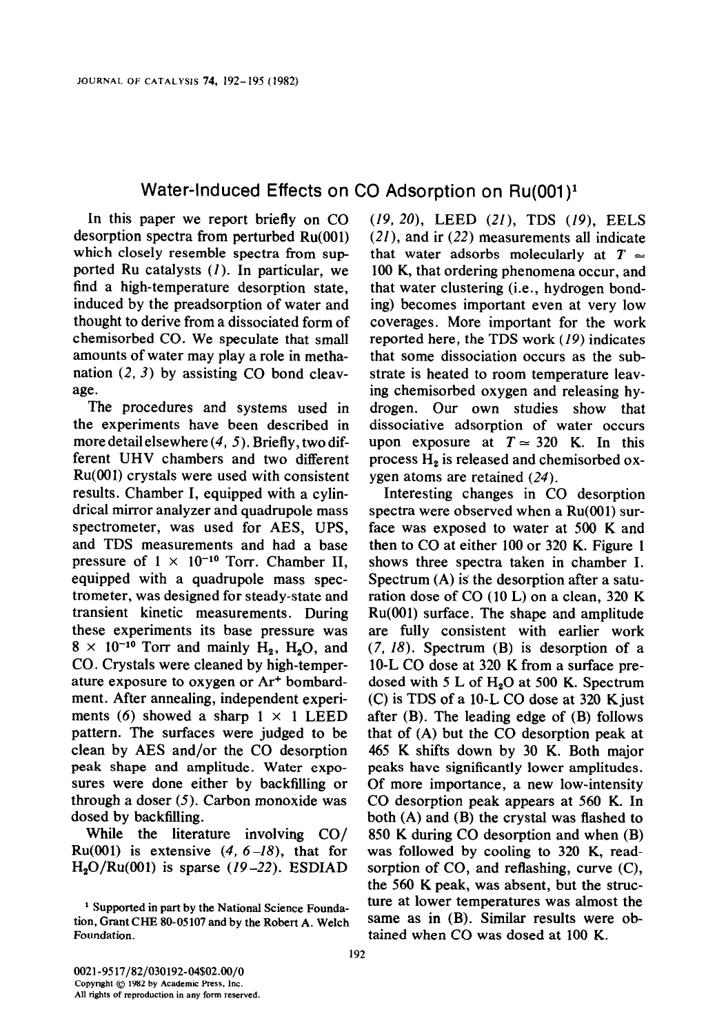# Water-Induced Effects on CO Adsorption on Ru(001)[1]

In this paper we report briefly on CO desorption spectra from perturbed Ru(001) which closely resemble spectra from supported Ru catalysts (1). In particular, we find a high-temperature desorption state, induced by the preadsorption of water and thought to derive from a dissociated form of chemisorbed CO. We speculate that small amounts of water may play a role in methanation (2, 3) by assisting CO bond cleavage.

The procedures and systems used in the experiments have been described in more detail elsewhere (4, 5). Briefly, two different UHV chambers and two different Ru(001) crystals were used with consistent results. Chamber I, equipped with a cylindrical mirror analyzer and quadrupole mass spectrometer, was used for AES, UPS, and TDS measurements and had a base pressure of $1 \times 10^{-10}$ Torr. Chamber II, equipped with a quadrupole mass spectrometer, was designed for steady-state and transient kinetic measurements. During these experiments its base pressure was $8 \times 10^{-10}$ Torr and mainly $H_2$, $H_2O$, and CO. Crystals were cleaned by high-temperature exposure to oxygen or $Ar^+$ bombardment. After annealing, independent experiments (6) showed a sharp $1 \times 1$ LEED pattern. The surfaces were judged to be clean by AES and/or the CO desorption peak shape and amplitude. Water exposures were done either by backfilling or through a doser (5). Carbon monoxide was dosed by backfilling.

While the literature involving CO/Ru(001) is extensive (4, 6–18), that for $H_2O$/Ru(001) is sparse (19–22). ESDIAD (19, 20), LEED (21), TDS (19), EELS (21), and ir (22) measurements all indicate that water adsorbs molecularly at $T \simeq 100$ K, that ordering phenomena occur, and that water clustering (i.e., hydrogen bonding) becomes important even at very low coverages. More important for the work reported here, the TDS work (19) indicates that some dissociation occurs as the substrate is heated to room temperature leaving chemisorbed oxygen and releasing hydrogen. Our own studies show that dissociative adsorption of water occurs upon exposure at $T \simeq 320$ K. In this process $H_2$ is released and chemisorbed oxygen atoms are retained (24).

Interesting changes in CO desorption spectra were observed when a Ru(001) surface was exposed to water at 500 K and then to CO at either 100 or 320 K. Figure 1 shows three spectra taken in chamber I. Spectrum (A) is the desorption after a saturation dose of CO (10 L) on a clean, 320 K Ru(001) surface. The shape and amplitude are fully consistent with earlier work (7, 18). Spectrum (B) is desorption of a 10-L CO dose at 320 K from a surface predosed with 5 L of $H_2O$ at 500 K. Spectrum (C) is TDS of a 10-L CO dose at 320 K just after (B). The leading edge of (B) follows that of (A) but the CO desorption peak at 465 K shifts down by 30 K. Both major peaks have significantly lower amplitudes. Of more importance, a new low-intensity CO desorption peak appears at 560 K. In both (A) and (B) the crystal was flashed to 850 K during CO desorption and when (B) was followed by cooling to 320 K, readsorption of CO, and reflashing, curve (C), the 560 K peak, was absent, but the structure at lower temperatures was almost the same as in (B). Similar results were obtained when CO was dosed at 100 K.

[1] Supported in part by the National Science Foundation, Grant CHE 80-05107 and by the Robert A. Welch Foundation.

0021-9517/82/030192-04$02.00/0
Copyright © 1982 by Academic Press, Inc.
All rights of reproduction in any form reserved.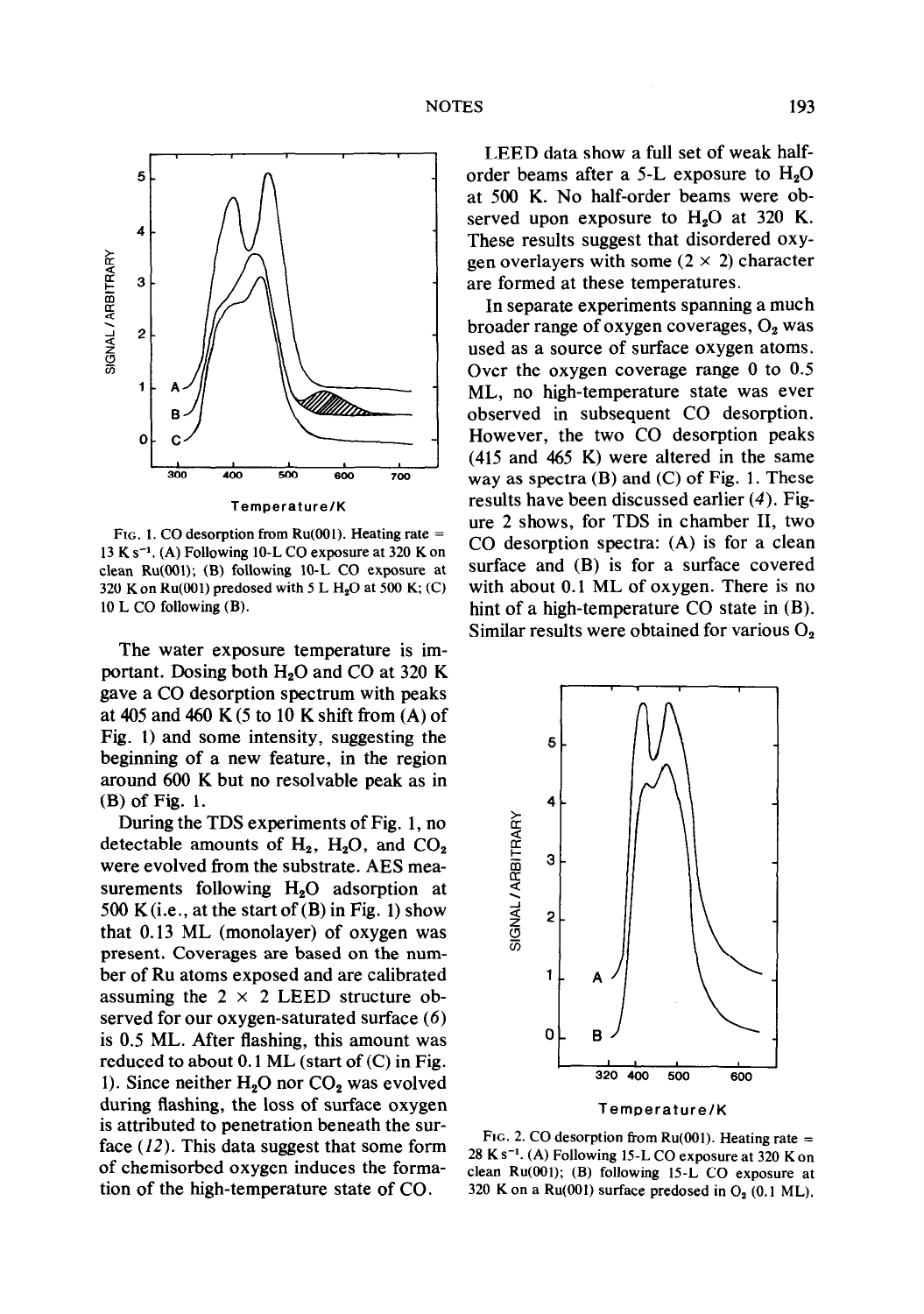FIG. 1. CO desorption from Ru(001). Heating rate = 13 K $s^{-1}$. (A) Following 10-L CO exposure at 320 K on clean Ru(001); (B) following 10-L CO exposure at 320 K on Ru(001) predosed with 5 L $H_2O$ at 500 K; (C) 10 L CO following (B).

The water exposure temperature is important. Dosing both $H_2O$ and CO at 320 K gave a CO desorption spectrum with peaks at 405 and 460 K (5 to 10 K shift from (A) of Fig. 1) and some intensity, suggesting the beginning of a new feature, in the region around 600 K but no resolvable peak as in (B) of Fig. 1.

During the TDS experiments of Fig. 1, no detectable amounts of $H_2$, $H_2O$, and $CO_2$ were evolved from the substrate. AES measurements following $H_2O$ adsorption at 500 K (i.e., at the start of (B) in Fig. 1) show that 0.13 ML (monolayer) of oxygen was present. Coverages are based on the number of Ru atoms exposed and are calibrated assuming the 2 × 2 LEED structure observed for our oxygen-saturated surface (6) is 0.5 ML. After flashing, this amount was reduced to about 0.1 ML (start of (C) in Fig. 1). Since neither $H_2O$ nor $CO_2$ was evolved during flashing, the loss of surface oxygen is attributed to penetration beneath the surface (12). This data suggest that some form of chemisorbed oxygen induces the formation of the high-temperature state of CO.

LEED data show a full set of weak half-order beams after a 5-L exposure to $H_2O$ at 500 K. No half-order beams were observed upon exposure to $H_2O$ at 320 K. These results suggest that disordered oxygen overlayers with some (2 × 2) character are formed at these temperatures.

In separate experiments spanning a much broader range of oxygen coverages, $O_2$ was used as a source of surface oxygen atoms. Over the oxygen coverage range 0 to 0.5 ML, no high-temperature state was ever observed in subsequent CO desorption. However, the two CO desorption peaks (415 and 465 K) were altered in the same way as spectra (B) and (C) of Fig. 1. These results have been discussed earlier (4). Figure 2 shows, for TDS in chamber II, two CO desorption spectra: (A) is for a clean surface and (B) is for a surface covered with about 0.1 ML of oxygen. There is no hint of a high-temperature CO state in (B). Similar results were obtained for various $O_2$

FIG. 2. CO desorption from Ru(001). Heating rate = 28 K $s^{-1}$. (A) Following 15-L CO exposure at 320 K on clean Ru(001); (B) following 15-L CO exposure at 320 K on a Ru(001) surface predosed in $O_2$ (0.1 ML).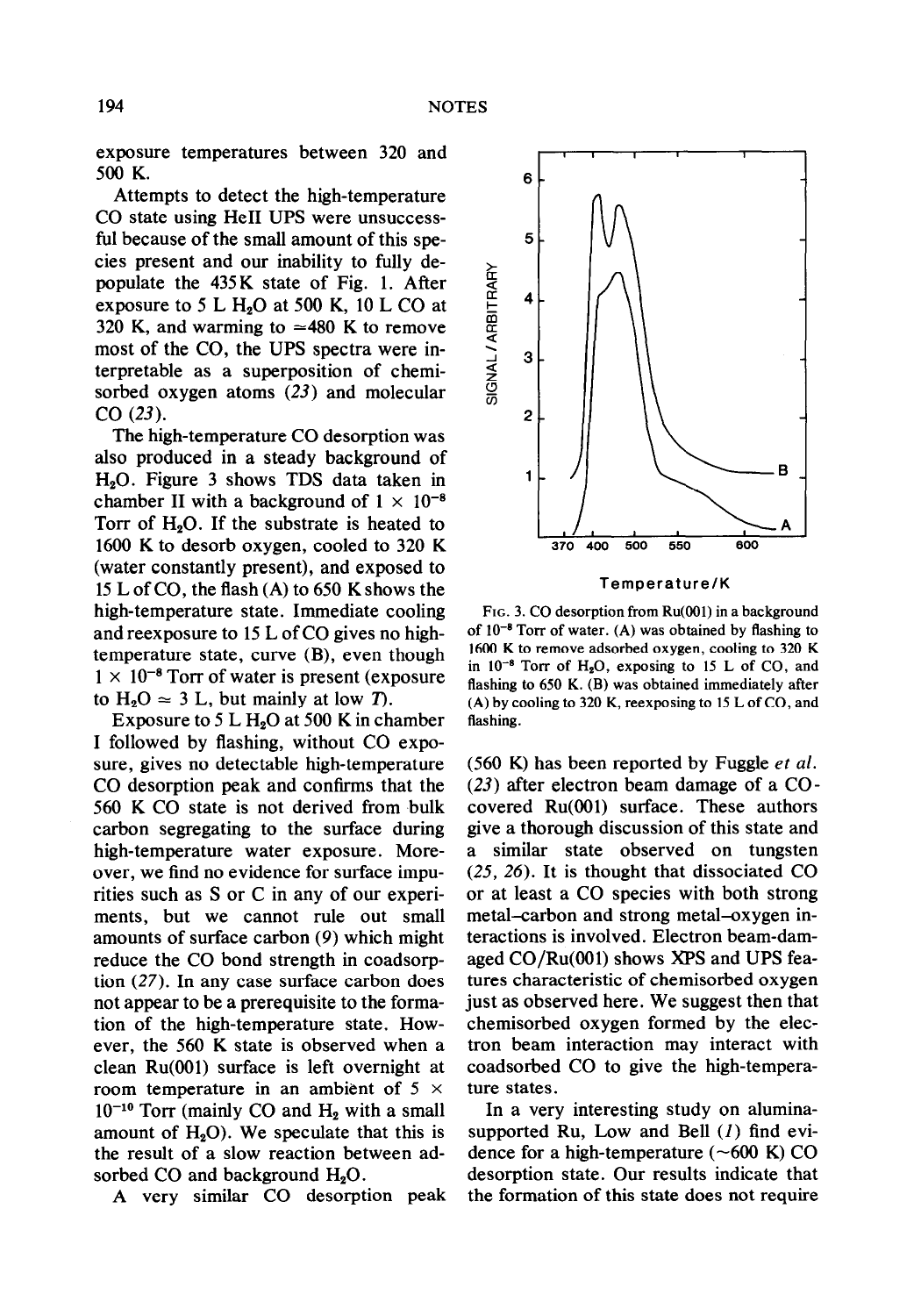exposure temperatures between 320 and 500 K.

Attempts to detect the high-temperature CO state using HeII UPS were unsuccessful because of the small amount of this species present and our inability to fully depopulate the 435K state of Fig. 1. After exposure to 5 L $H_2O$ at 500 K, 10 L CO at 320 K, and warming to ≃480 K to remove most of the CO, the UPS spectra were interpretable as a superposition of chemisorbed oxygen atoms (*23*) and molecular CO (*23*).

The high-temperature CO desorption was also produced in a steady background of $H_2O$. Figure 3 shows TDS data taken in chamber II with a background of $1 \times 10^{-8}$ Torr of $H_2O$. If the substrate is heated to 1600 K to desorb oxygen, cooled to 320 K (water constantly present), and exposed to 15 L of CO, the flash (A) to 650 K shows the high-temperature state. Immediate cooling and reexposure to 15 L of CO gives no high-temperature state, curve (B), even though $1 \times 10^{-8}$ Torr of water is present (exposure to $H_2O \simeq 3$ L, but mainly at low *T*).

Exposure to 5 L $H_2O$ at 500 K in chamber I followed by flashing, without CO exposure, gives no detectable high-temperature CO desorption peak and confirms that the 560 K CO state is not derived from bulk carbon segregating to the surface during high-temperature water exposure. Moreover, we find no evidence for surface impurities such as S or C in any of our experiments, but we cannot rule out small amounts of surface carbon (*9*) which might reduce the CO bond strength in coadsorption (*27*). In any case surface carbon does not appear to be a prerequisite to the formation of the high-temperature state. However, the 560 K state is observed when a clean Ru(001) surface is left overnight at room temperature in an ambient of $5 \times 10^{-10}$ Torr (mainly CO and $H_2$ with a small amount of $H_2O$). We speculate that this is the result of a slow reaction between adsorbed CO and background $H_2O$.

A very similar CO desorption peak (560 K) has been reported by Fuggle *et al.* (*23*) after electron beam damage of a CO-covered Ru(001) surface. These authors give a thorough discussion of this state and a similar state observed on tungsten (*25, 26*). It is thought that dissociated CO or at least a CO species with both strong metal–carbon and strong metal–oxygen interactions is involved. Electron beam-damaged CO/Ru(001) shows XPS and UPS features characteristic of chemisorbed oxygen just as observed here. We suggest then that chemisorbed oxygen formed by the electron beam interaction may interact with coadsorbed CO to give the high-temperature states.

In a very interesting study on alumina-supported Ru, Low and Bell (*1*) find evidence for a high-temperature (~600 K) CO desorption state. Our results indicate that the formation of this state does not require

FIG. 3. CO desorption from Ru(001) in a background of $10^{-8}$ Torr of water. (A) was obtained by flashing to 1600 K to remove adsorbed oxygen, cooling to 320 K in $10^{-8}$ Torr of $H_2O$, exposing to 15 L of CO, and flashing to 650 K. (B) was obtained immediately after (A) by cooling to 320 K, reexposing to 15 L of CO, and flashing.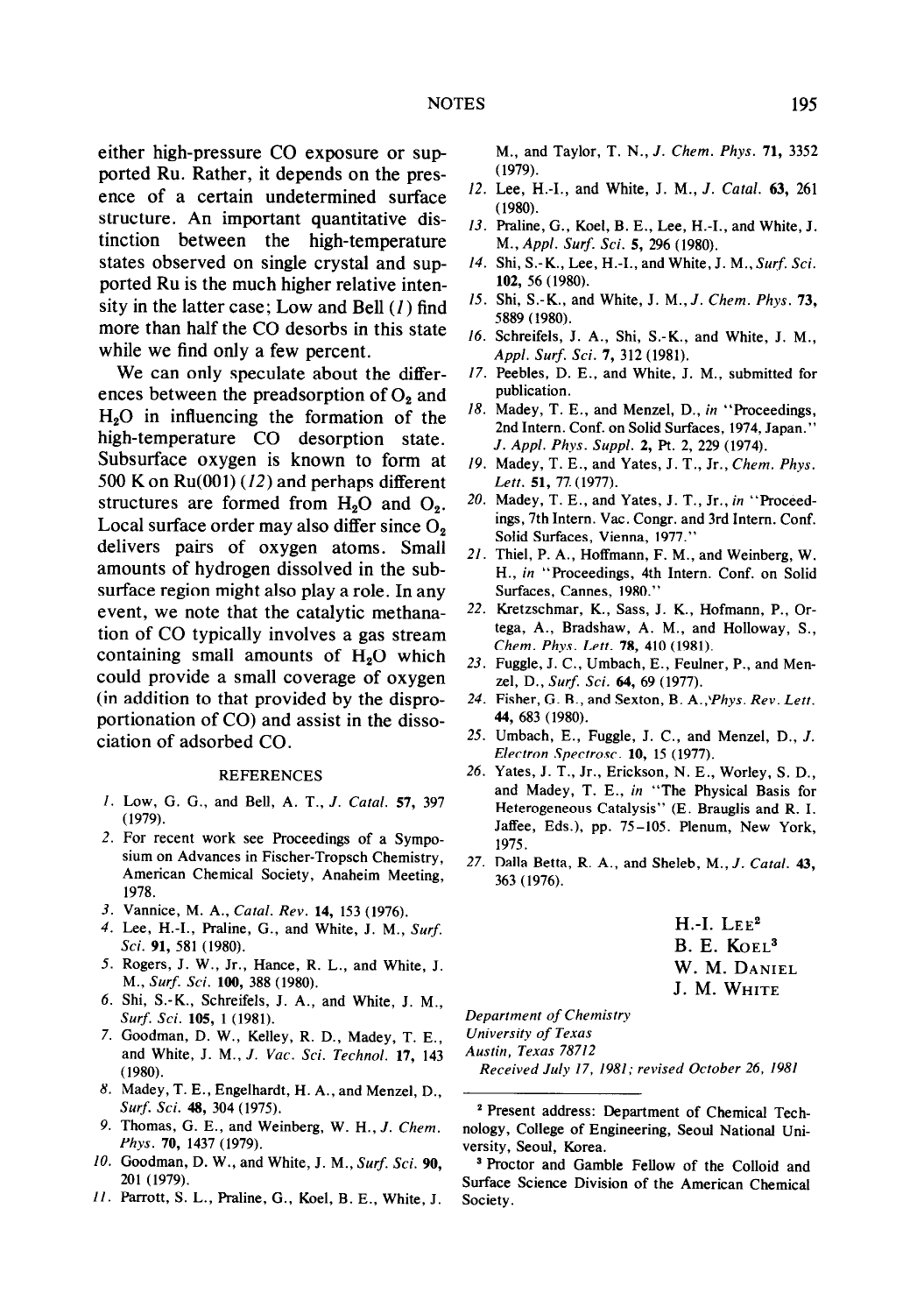either high-pressure CO exposure or supported Ru. Rather, it depends on the presence of a certain undetermined surface structure. An important quantitative distinction between the high-temperature states observed on single crystal and supported Ru is the much higher relative intensity in the latter case; Low and Bell (*1*) find more than half the CO desorbs in this state while we find only a few percent.

We can only speculate about the differences between the preadsorption of $O_2$ and $H_2O$ in influencing the formation of the high-temperature CO desorption state. Subsurface oxygen is known to form at 500 K on Ru(001) (*12*) and perhaps different structures are formed from $H_2O$ and $O_2$. Local surface order may also differ since $O_2$ delivers pairs of oxygen atoms. Small amounts of hydrogen dissolved in the subsurface region might also play a role. In any event, we note that the catalytic methanation of CO typically involves a gas stream containing small amounts of $H_2O$ which could provide a small coverage of oxygen (in addition to that provided by the disproportionation of CO) and assist in the dissociation of adsorbed CO.

## REFERENCES

1. Low, G. G., and Bell, A. T., *J. Catal.* **57**, 397 (1979).
2. For recent work see Proceedings of a Symposium on Advances in Fischer-Tropsch Chemistry, American Chemical Society, Anaheim Meeting, 1978.
3. Vannice, M. A., *Catal. Rev.* **14**, 153 (1976).
4. Lee, H.-I., Praline, G., and White, J. M., *Surf. Sci.* **91**, 581 (1980).
5. Rogers, J. W., Jr., Hance, R. L., and White, J. M., *Surf. Sci.* **100**, 388 (1980).
6. Shi, S.-K., Schreifels, J. A., and White, J. M., *Surf. Sci.* **105**, 1 (1981).
7. Goodman, D. W., Kelley, R. D., Madey, T. E., and White, J. M., *J. Vac. Sci. Technol.* **17**, 143 (1980).
8. Madey, T. E., Engelhardt, H. A., and Menzel, D., *Surf. Sci.* **48**, 304 (1975).
9. Thomas, G. E., and Weinberg, W. H., *J. Chem. Phys.* **70**, 1437 (1979).
10. Goodman, D. W., and White, J. M., *Surf. Sci.* **90**, 201 (1979).
11. Parrott, S. L., Praline, G., Koel, B. E., White, J. M., and Taylor, T. N., *J. Chem. Phys.* **71**, 3352 (1979).
12. Lee, H.-I., and White, J. M., *J. Catal.* **63**, 261 (1980).
13. Praline, G., Koel, B. E., Lee, H.-I., and White, J. M., *Appl. Surf. Sci.* **5**, 296 (1980).
14. Shi, S.-K., Lee, H.-I., and White, J. M., *Surf. Sci.* **102**, 56 (1980).
15. Shi, S.-K., and White, J. M., *J. Chem. Phys.* **73**, 5889 (1980).
16. Schreifels, J. A., Shi, S.-K., and White, J. M., *Appl. Surf. Sci.* **7**, 312 (1981).
17. Peebles, D. E., and White, J. M., submitted for publication.
18. Madey, T. E., and Menzel, D., *in* "Proceedings, 2nd Intern. Conf. on Solid Surfaces, 1974, Japan." *J. Appl. Phys. Suppl.* **2**, Pt. 2, 229 (1974).
19. Madey, T. E., and Yates, J. T., Jr., *Chem. Phys. Lett.* **51**, 77 (1977).
20. Madey, T. E., and Yates, J. T., Jr., *in* "Proceedings, 7th Intern. Vac. Congr. and 3rd Intern. Conf. Solid Surfaces, Vienna, 1977."
21. Thiel, P. A., Hoffmann, F. M., and Weinberg, W. H., *in* "Proceedings, 4th Intern. Conf. on Solid Surfaces, Cannes, 1980."
22. Kretzschmar, K., Sass, J. K., Hofmann, P., Ortega, A., Bradshaw, A. M., and Holloway, S., *Chem. Phys. Lett.* **78**, 410 (1981).
23. Fuggle, J. C., Umbach, E., Feulner, P., and Menzel, D., *Surf. Sci.* **64**, 69 (1977).
24. Fisher, G. B., and Sexton, B. A., *Phys. Rev. Lett.* **44**, 683 (1980).
25. Umbach, E., Fuggle, J. C., and Menzel, D., *J. Electron Spectrosc.* **10**, 15 (1977).
26. Yates, J. T., Jr., Erickson, N. E., Worley, S. D., and Madey, T. E., *in* "The Physical Basis for Heterogeneous Catalysis" (E. Brauglis and R. I. Jaffee, Eds.), pp. 75–105. Plenum, New York, 1975.
27. Dalla Betta, R. A., and Sheleb, M., *J. Catal.* **43**, 363 (1976).

H.-I. Lee[2]
B. E. Koel[3]
W. M. Daniel
J. M. White

*Department of Chemistry*
*University of Texas*
*Austin, Texas 78712*
*Received July 17, 1981; revised October 26, 1981*

---

[2] Present address: Department of Chemical Technology, College of Engineering, Seoul National University, Seoul, Korea.

[3] Proctor and Gamble Fellow of the Colloid and Surface Science Division of the American Chemical Society.